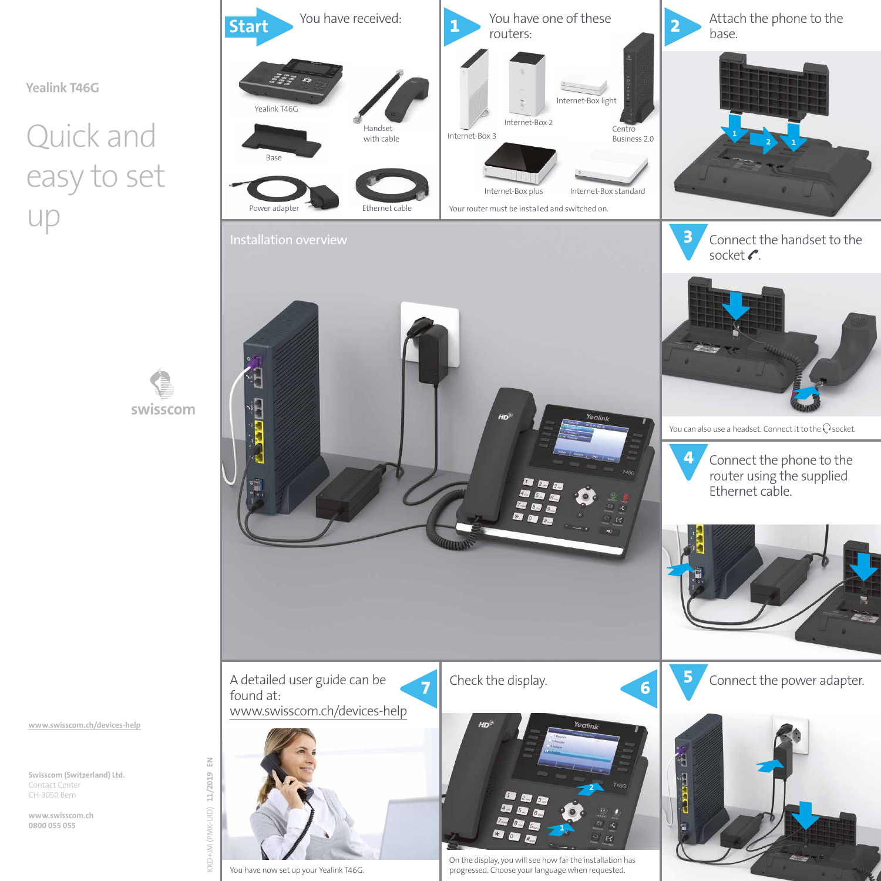Yealink T46G

# Quick and easy to set up

swisscom

www.swisscom.ch/devices-help

**Swisscom (Switzerland) Ltd.**
Contact Center
CH-3050 Bern

**www.swisscom.ch**
**0800 055 055**

KKD-HM (PMK-UID) 11/2019 EN

## Start – You have received:

- Yealink T46G
- Handset with cable
- Base
- Power adapter
- Ethernet cable

## 1 – You have one of these routers:

- Internet-Box 3
- Internet-Box 2
- Internet-Box light
- Centro Business 2.0
- Internet-Box plus
- Internet-Box standard

Your router must be installed and switched on.

## 2 – Attach the phone to the base.

## Installation overview

## 3 – Connect the handset to the socket.

You can also use a headset. Connect it to the socket.

## 4 – Connect the phone to the router using the supplied Ethernet cable.

## 5 – Connect the power adapter.

## 6 – Check the display.

On the display, you will see how far the installation has progressed. Choose your language when requested.

## 7 – A detailed user guide can be found at: www.swisscom.ch/devices-help

You have now set up your Yealink T46G.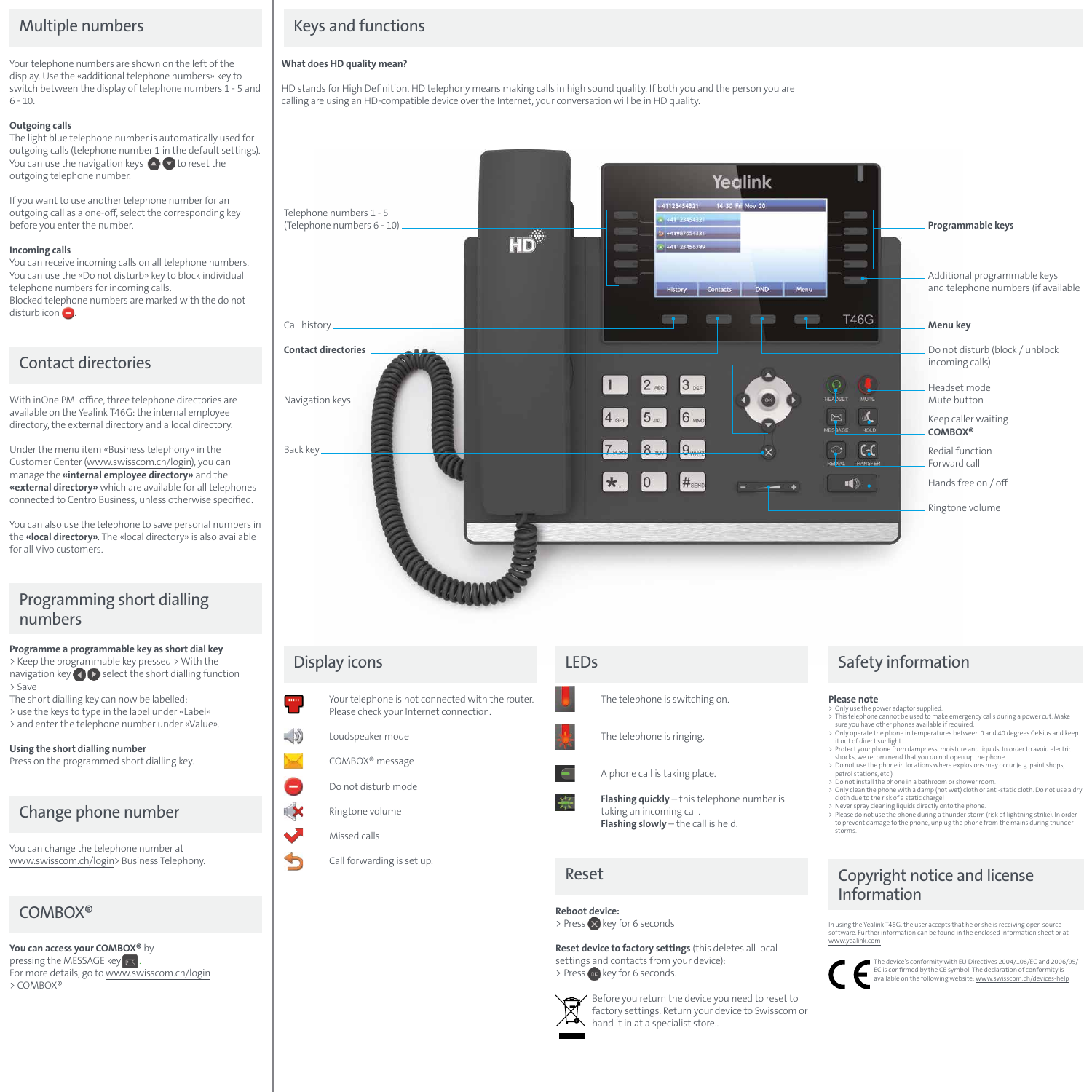## Multiple numbers

Your telephone numbers are shown on the left of the display. Use the «additional telephone numbers» key to switch between the display of telephone numbers 1 - 5 and 6 - 10.

**Outgoing calls**
The light blue telephone number is automatically used for outgoing calls (telephone number 1 in the default settings). You can use the navigation keys to reset the outgoing telephone number.

If you want to use another telephone number for an outgoing call as a one-off, select the corresponding key before you enter the number.

**Incoming calls**
You can receive incoming calls on all telephone numbers. You can use the «Do not disturb» key to block individual telephone numbers for incoming calls.
Blocked telephone numbers are marked with the do not disturb icon.

## Contact directories

With inOne PMI office, three telephone directories are available on the Yealink T46G: the internal employee directory, the external directory and a local directory.

Under the menu item «Business telephony» in the Customer Center (www.swisscom.ch/login), you can manage the **«internal employee directory»** and the **«external directory»** which are available for all telephones connected to Centro Business, unless otherwise specified.

You can also use the telephone to save personal numbers in the **«local directory»**. The «local directory» is also available for all Vivo customers.

## Programming short dialling numbers

**Programme a programmable key as short dial key**
> Keep the programmable key pressed > With the navigation key select the short dialling function
> Save
The short dialling key can now be labelled:
> use the keys to type in the label under «Label»
> and enter the telephone number under «Value».

**Using the short dialling number**
Press on the programmed short dialling key.

## Change phone number

You can change the telephone number at www.swisscom.ch/login> Business Telephony.

## COMBOX®

**You can access your COMBOX®** by pressing the MESSAGE key.
For more details, go to www.swisscom.ch/login
> COMBOX®

## Keys and functions

**What does HD quality mean?**

HD stands for High Definition. HD telephony means making calls in high sound quality. If both you and the person you are calling are using an HD-compatible device over the Internet, your conversation will be in HD quality.

Telephone numbers 1 - 5
(Telephone numbers 6 - 10)
Call history
**Contact directories**
Navigation keys
Back key
**Programmable keys**
Additional programmable keys and telephone numbers (if available
**Menu key**
Do not disturb (block / unblock incoming calls)
Headset mode
Mute button
Keep caller waiting
**COMBOX®**
Redial function
Forward call
Hands free on / off
Ringtone volume

## Display icons

| | |
|---|---|
| | Your telephone is not connected with the router. Please check your Internet connection. |
| | Loudspeaker mode |
| | COMBOX® message |
| | Do not disturb mode |
| | Ringtone volume |
| | Missed calls |
| | Call forwarding is set up. |

## LEDs

| | |
|---|---|
| | The telephone is switching on. |
| | The telephone is ringing. |
| | A phone call is taking place. |
| | **Flashing quickly** – this telephone number is taking an incoming call. **Flashing slowly** – the call is held. |

## Reset

**Reboot device:**
> Press key for 6 seconds

**Reset device to factory settings** (this deletes all local settings and contacts from your device):
> Press key for 6 seconds.

Before you return the device you need to reset to factory settings. Return your device to Swisscom or hand it in at a specialist store..

## Safety information

**Please note**
> Only use the power adaptor supplied.
> This telephone cannot be used to make emergency calls during a power cut. Make sure you have other phones available if required.
> Only operate the phone in temperatures between 0 and 40 degrees Celsius and keep it out of direct sunlight.
> Protect your phone from dampness, moisture and liquids. In order to avoid electric shocks, we recommend that you do not open up the phone.
> Do not use the phone in locations where explosions may occur (e.g. paint shops, petrol stations, etc.).
> Do not install the phone in a bathroom or shower room.
> Only clean the phone with a damp (not wet) cloth or anti-static cloth. Do not use a dry cloth due to the risk of a static charge!
> Never spray cleaning liquids directly onto the phone.
> Please do not use the phone during a thunder storm (risk of lightning strike). In order to prevent damage to the phone, unplug the phone from the mains during thunder storms.

## Copyright notice and license Information

In using the Yealink T46G, the user accepts that he or she is receiving open source software. Further information can be found in the enclosed information sheet or at www.yealink.com

The device's conformity with EU Directives 2004/108/EC and 2006/95/EC is confirmed by the CE symbol. The declaration of conformity is available on the following website: www.swisscom.ch/devices-help